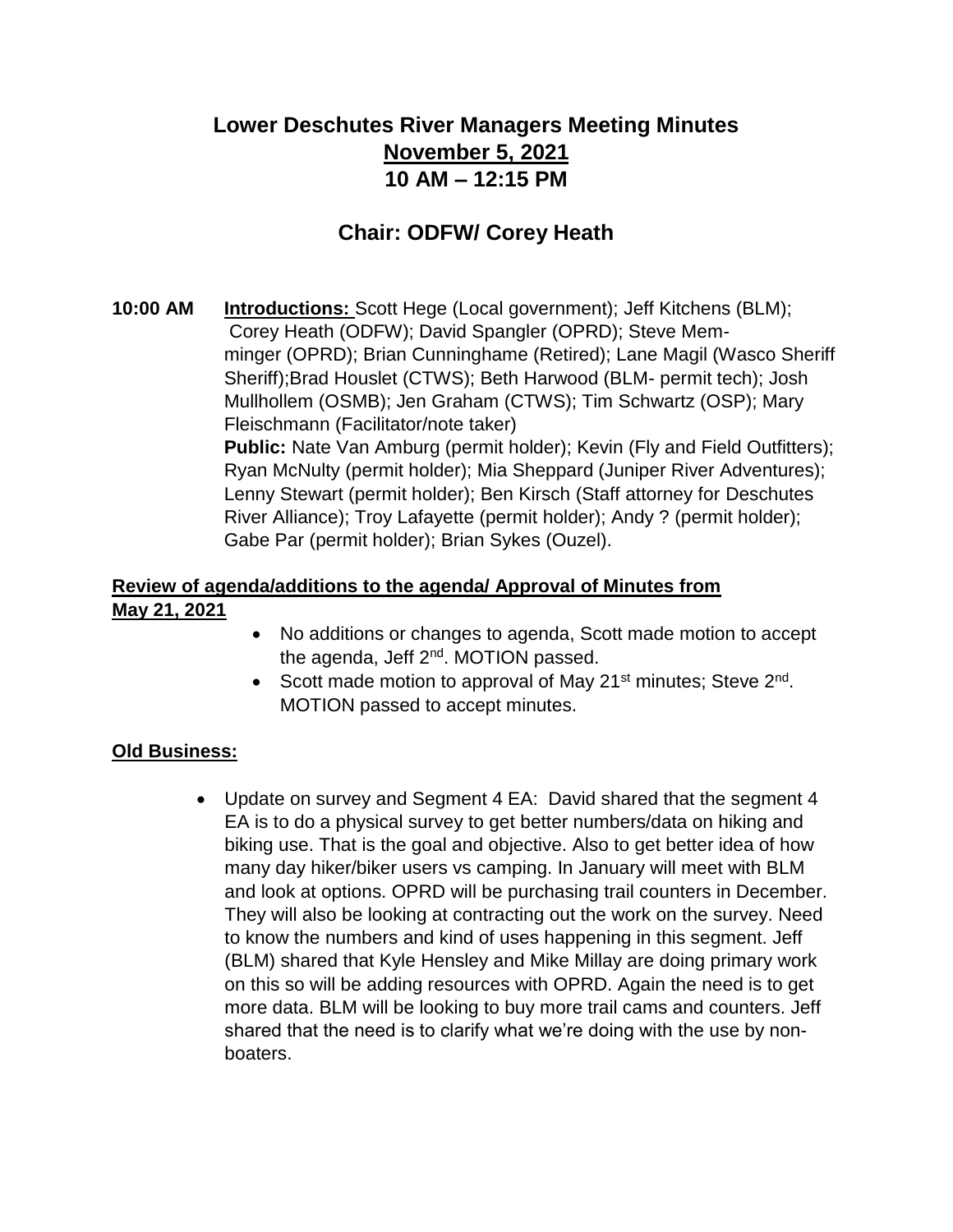# Lower Deschutes River Managers Meeting Minutes

## November 5, 2021

## 10 AM – 12:15 PM

## Chair: ODFW/ Corey Heath

**10:00 AM** **Introductions:** Scott Hege (Local government); Jeff Kitchens (BLM); Corey Heath (ODFW); David Spangler (OPRD); Steve Memminger (OPRD); Brian Cunninghame (Retired); Lane Magil (Wasco Sheriff Sheriff);Brad Houslet (CTWS); Beth Harwood (BLM- permit tech); Josh Mullhollem (OSMB); Jen Graham (CTWS); Tim Schwartz (OSP); Mary Fleischmann (Facilitator/note taker)

**Public:** Nate Van Amburg (permit holder); Kevin (Fly and Field Outfitters); Ryan McNulty (permit holder); Mia Sheppard (Juniper River Adventures); Lenny Stewart (permit holder); Ben Kirsch (Staff attorney for Deschutes River Alliance); Troy Lafayette (permit holder); Andy ? (permit holder); Gabe Par (permit holder); Brian Sykes (Ouzel).

**Review of agenda/additions to the agenda/ Approval of Minutes from May 21, 2021**

- No additions or changes to agenda, Scott made motion to accept the agenda, Jeff 2nd. MOTION passed.
- Scott made motion to approval of May 21st minutes; Steve 2nd. MOTION passed to accept minutes.

**Old Business:**

- Update on survey and Segment 4 EA: David shared that the segment 4 EA is to do a physical survey to get better numbers/data on hiking and biking use. That is the goal and objective. Also to get better idea of how many day hiker/biker users vs camping. In January will meet with BLM and look at options. OPRD will be purchasing trail counters in December. They will also be looking at contracting out the work on the survey. Need to know the numbers and kind of uses happening in this segment. Jeff (BLM) shared that Kyle Hensley and Mike Millay are doing primary work on this so will be adding resources with OPRD. Again the need is to get more data. BLM will be looking to buy more trail cams and counters. Jeff shared that the need is to clarify what we're doing with the use by non-boaters.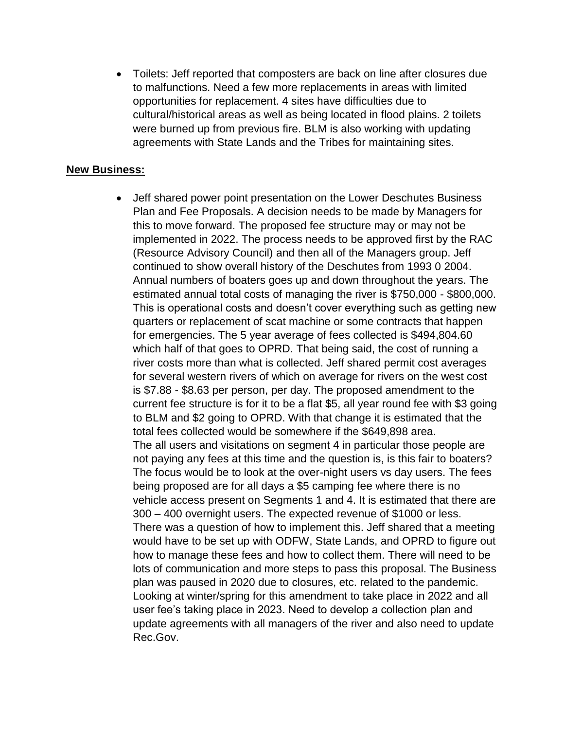- Toilets: Jeff reported that composters are back on line after closures due to malfunctions. Need a few more replacements in areas with limited opportunities for replacement. 4 sites have difficulties due to cultural/historical areas as well as being located in flood plains. 2 toilets were burned up from previous fire. BLM is also working with updating agreements with State Lands and the Tribes for maintaining sites.

**New Business:**

- Jeff shared power point presentation on the Lower Deschutes Business Plan and Fee Proposals. A decision needs to be made by Managers for this to move forward. The proposed fee structure may or may not be implemented in 2022. The process needs to be approved first by the RAC (Resource Advisory Council) and then all of the Managers group. Jeff continued to show overall history of the Deschutes from 1993 0 2004. Annual numbers of boaters goes up and down throughout the years. The estimated annual total costs of managing the river is $750,000 - $800,000. This is operational costs and doesn't cover everything such as getting new quarters or replacement of scat machine or some contracts that happen for emergencies. The 5 year average of fees collected is $494,804.60 which half of that goes to OPRD. That being said, the cost of running a river costs more than what is collected. Jeff shared permit cost averages for several western rivers of which on average for rivers on the west cost is $7.88 - $8.63 per person, per day. The proposed amendment to the current fee structure is for it to be a flat $5, all year round fee with $3 going to BLM and $2 going to OPRD. With that change it is estimated that the total fees collected would be somewhere if the $649,898 area.
  The all users and visitations on segment 4 in particular those people are not paying any fees at this time and the question is, is this fair to boaters? The focus would be to look at the over-night users vs day users. The fees being proposed are for all days a $5 camping fee where there is no vehicle access present on Segments 1 and 4. It is estimated that there are 300 – 400 overnight users. The expected revenue of $1000 or less. There was a question of how to implement this. Jeff shared that a meeting would have to be set up with ODFW, State Lands, and OPRD to figure out how to manage these fees and how to collect them. There will need to be lots of communication and more steps to pass this proposal. The Business plan was paused in 2020 due to closures, etc. related to the pandemic. Looking at winter/spring for this amendment to take place in 2022 and all user fee's taking place in 2023. Need to develop a collection plan and update agreements with all managers of the river and also need to update Rec.Gov.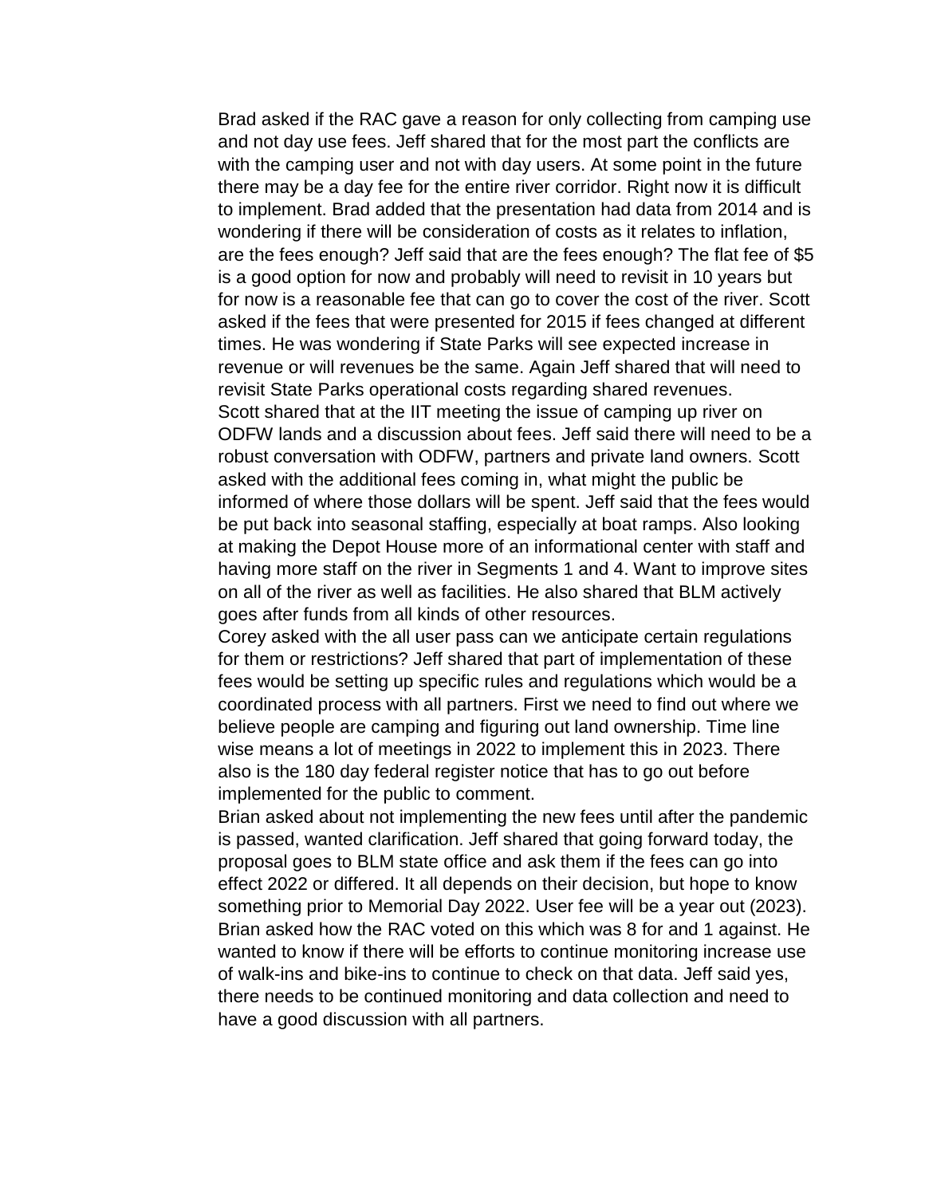Brad asked if the RAC gave a reason for only collecting from camping use and not day use fees. Jeff shared that for the most part the conflicts are with the camping user and not with day users. At some point in the future there may be a day fee for the entire river corridor. Right now it is difficult to implement. Brad added that the presentation had data from 2014 and is wondering if there will be consideration of costs as it relates to inflation, are the fees enough? Jeff said that are the fees enough? The flat fee of $5 is a good option for now and probably will need to revisit in 10 years but for now is a reasonable fee that can go to cover the cost of the river. Scott asked if the fees that were presented for 2015 if fees changed at different times. He was wondering if State Parks will see expected increase in revenue or will revenues be the same. Again Jeff shared that will need to revisit State Parks operational costs regarding shared revenues.

Scott shared that at the IIT meeting the issue of camping up river on ODFW lands and a discussion about fees. Jeff said there will need to be a robust conversation with ODFW, partners and private land owners. Scott asked with the additional fees coming in, what might the public be informed of where those dollars will be spent. Jeff said that the fees would be put back into seasonal staffing, especially at boat ramps. Also looking at making the Depot House more of an informational center with staff and having more staff on the river in Segments 1 and 4. Want to improve sites on all of the river as well as facilities. He also shared that BLM actively goes after funds from all kinds of other resources.

Corey asked with the all user pass can we anticipate certain regulations for them or restrictions? Jeff shared that part of implementation of these fees would be setting up specific rules and regulations which would be a coordinated process with all partners. First we need to find out where we believe people are camping and figuring out land ownership. Time line wise means a lot of meetings in 2022 to implement this in 2023. There also is the 180 day federal register notice that has to go out before implemented for the public to comment.

Brian asked about not implementing the new fees until after the pandemic is passed, wanted clarification. Jeff shared that going forward today, the proposal goes to BLM state office and ask them if the fees can go into effect 2022 or differed. It all depends on their decision, but hope to know something prior to Memorial Day 2022. User fee will be a year out (2023). Brian asked how the RAC voted on this which was 8 for and 1 against. He wanted to know if there will be efforts to continue monitoring increase use of walk-ins and bike-ins to continue to check on that data. Jeff said yes, there needs to be continued monitoring and data collection and need to have a good discussion with all partners.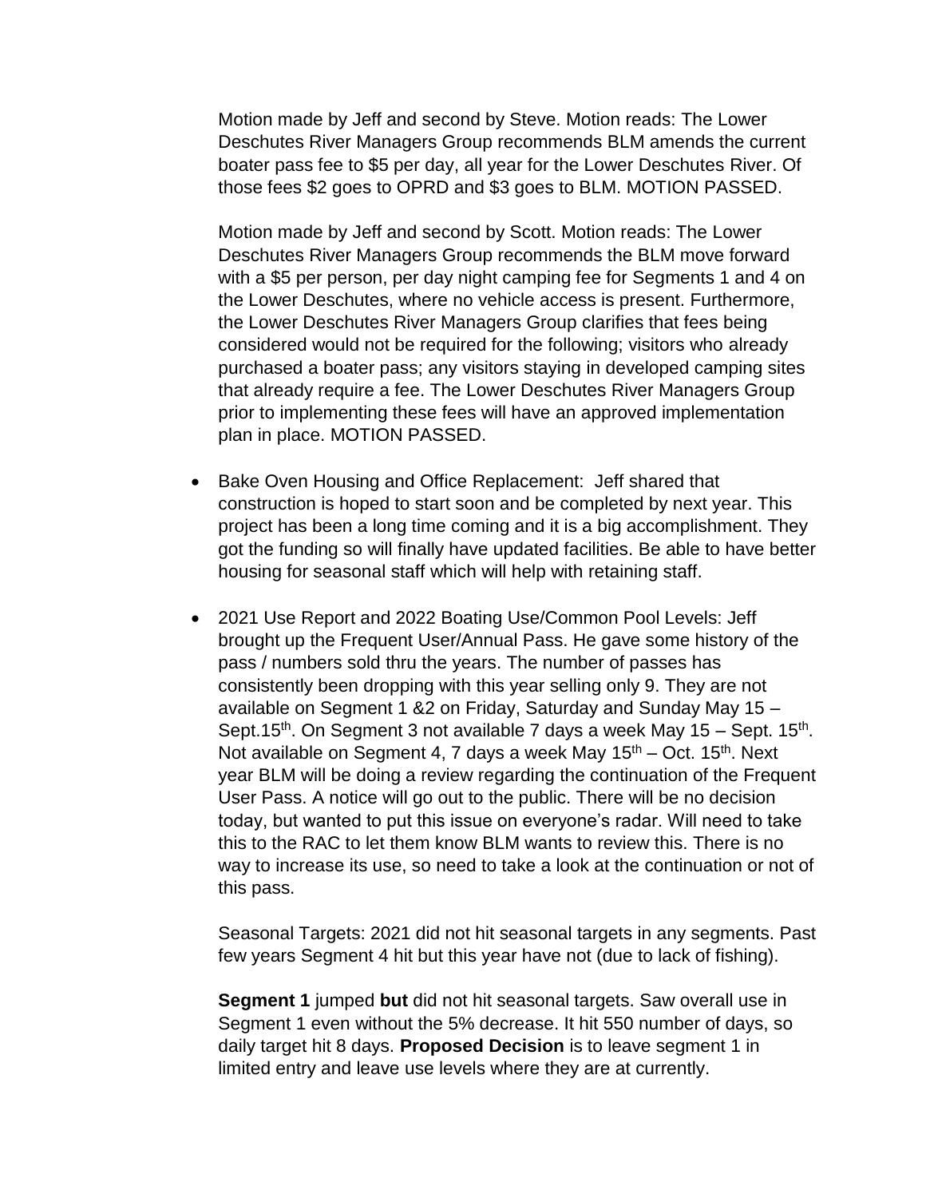Motion made by Jeff and second by Steve. Motion reads: The Lower Deschutes River Managers Group recommends BLM amends the current boater pass fee to $5 per day, all year for the Lower Deschutes River. Of those fees $2 goes to OPRD and $3 goes to BLM. MOTION PASSED.

Motion made by Jeff and second by Scott. Motion reads: The Lower Deschutes River Managers Group recommends the BLM move forward with a $5 per person, per day night camping fee for Segments 1 and 4 on the Lower Deschutes, where no vehicle access is present. Furthermore, the Lower Deschutes River Managers Group clarifies that fees being considered would not be required for the following; visitors who already purchased a boater pass; any visitors staying in developed camping sites that already require a fee. The Lower Deschutes River Managers Group prior to implementing these fees will have an approved implementation plan in place. MOTION PASSED.

- Bake Oven Housing and Office Replacement: Jeff shared that construction is hoped to start soon and be completed by next year. This project has been a long time coming and it is a big accomplishment. They got the funding so will finally have updated facilities. Be able to have better housing for seasonal staff which will help with retaining staff.

- 2021 Use Report and 2022 Boating Use/Common Pool Levels: Jeff brought up the Frequent User/Annual Pass. He gave some history of the pass / numbers sold thru the years. The number of passes has consistently been dropping with this year selling only 9. They are not available on Segment 1 &2 on Friday, Saturday and Sunday May 15 – Sept.15th. On Segment 3 not available 7 days a week May 15 – Sept. 15th. Not available on Segment 4, 7 days a week May 15th – Oct. 15th. Next year BLM will be doing a review regarding the continuation of the Frequent User Pass. A notice will go out to the public. There will be no decision today, but wanted to put this issue on everyone's radar. Will need to take this to the RAC to let them know BLM wants to review this. There is no way to increase its use, so need to take a look at the continuation or not of this pass.

  Seasonal Targets: 2021 did not hit seasonal targets in any segments. Past few years Segment 4 hit but this year have not (due to lack of fishing).

  **Segment 1** jumped **but** did not hit seasonal targets. Saw overall use in Segment 1 even without the 5% decrease. It hit 550 number of days, so daily target hit 8 days. **Proposed Decision** is to leave segment 1 in limited entry and leave use levels where they are at currently.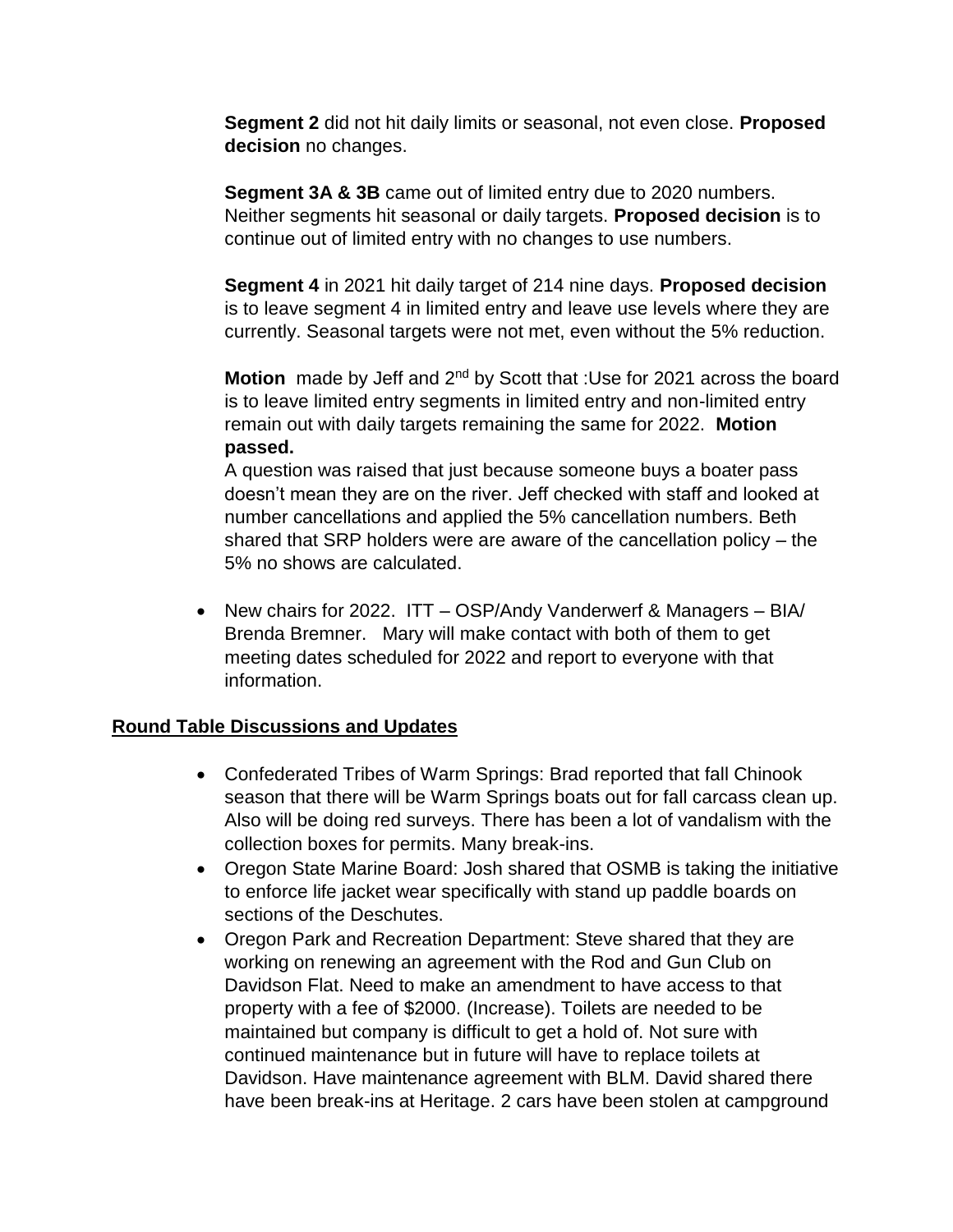**Segment 2** did not hit daily limits or seasonal, not even close. **Proposed decision** no changes.

**Segment 3A & 3B** came out of limited entry due to 2020 numbers. Neither segments hit seasonal or daily targets. **Proposed decision** is to continue out of limited entry with no changes to use numbers.

**Segment 4** in 2021 hit daily target of 214 nine days. **Proposed decision** is to leave segment 4 in limited entry and leave use levels where they are currently. Seasonal targets were not met, even without the 5% reduction.

**Motion** made by Jeff and 2nd by Scott that :Use for 2021 across the board is to leave limited entry segments in limited entry and non-limited entry remain out with daily targets remaining the same for 2022. **Motion passed.**

A question was raised that just because someone buys a boater pass doesn't mean they are on the river. Jeff checked with staff and looked at number cancellations and applied the 5% cancellation numbers. Beth shared that SRP holders were are aware of the cancellation policy – the 5% no shows are calculated.

- New chairs for 2022. ITT – OSP/Andy Vanderwerf & Managers – BIA/ Brenda Bremner. Mary will make contact with both of them to get meeting dates scheduled for 2022 and report to everyone with that information.

## Round Table Discussions and Updates

- Confederated Tribes of Warm Springs: Brad reported that fall Chinook season that there will be Warm Springs boats out for fall carcass clean up. Also will be doing red surveys. There has been a lot of vandalism with the collection boxes for permits. Many break-ins.
- Oregon State Marine Board: Josh shared that OSMB is taking the initiative to enforce life jacket wear specifically with stand up paddle boards on sections of the Deschutes.
- Oregon Park and Recreation Department: Steve shared that they are working on renewing an agreement with the Rod and Gun Club on Davidson Flat. Need to make an amendment to have access to that property with a fee of $2000. (Increase). Toilets are needed to be maintained but company is difficult to get a hold of. Not sure with continued maintenance but in future will have to replace toilets at Davidson. Have maintenance agreement with BLM. David shared there have been break-ins at Heritage. 2 cars have been stolen at campground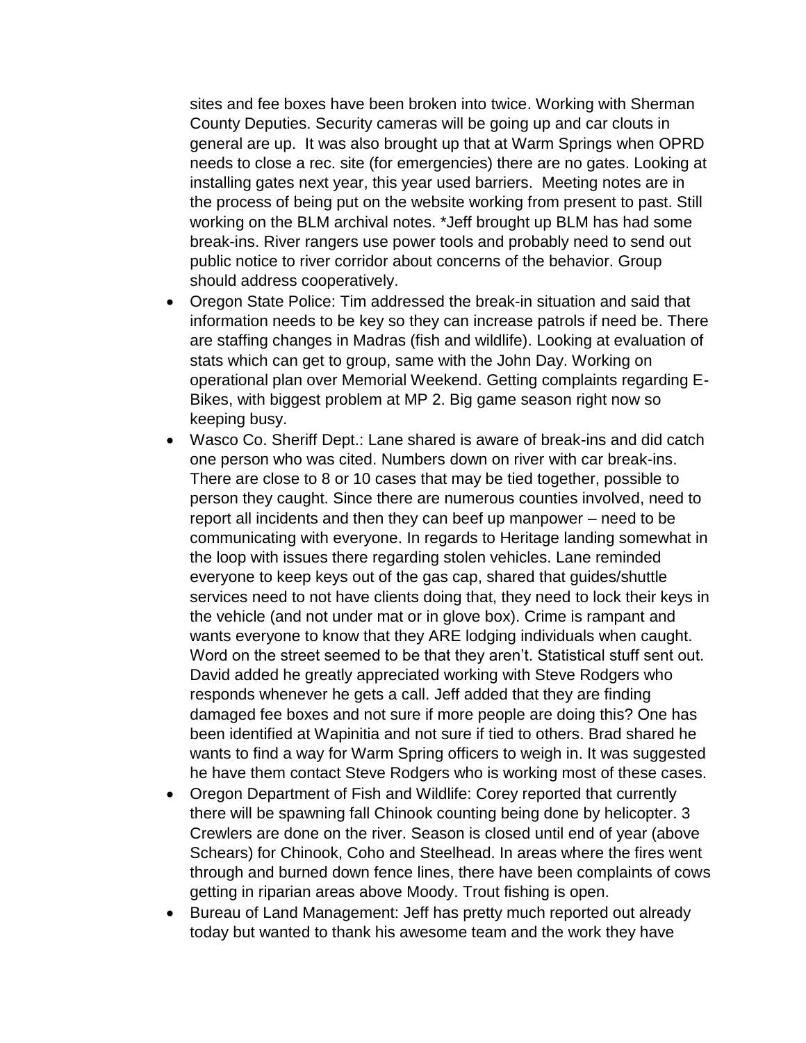sites and fee boxes have been broken into twice. Working with Sherman County Deputies. Security cameras will be going up and car clouts in general are up. It was also brought up that at Warm Springs when OPRD needs to close a rec. site (for emergencies) there are no gates. Looking at installing gates next year, this year used barriers. Meeting notes are in the process of being put on the website working from present to past. Still working on the BLM archival notes. *Jeff brought up BLM has had some break-ins. River rangers use power tools and probably need to send out public notice to river corridor about concerns of the behavior. Group should address cooperatively.

- Oregon State Police: Tim addressed the break-in situation and said that information needs to be key so they can increase patrols if need be. There are staffing changes in Madras (fish and wildlife). Looking at evaluation of stats which can get to group, same with the John Day. Working on operational plan over Memorial Weekend. Getting complaints regarding E-Bikes, with biggest problem at MP 2. Big game season right now so keeping busy.
- Wasco Co. Sheriff Dept.: Lane shared is aware of break-ins and did catch one person who was cited. Numbers down on river with car break-ins. There are close to 8 or 10 cases that may be tied together, possible to person they caught. Since there are numerous counties involved, need to report all incidents and then they can beef up manpower – need to be communicating with everyone. In regards to Heritage landing somewhat in the loop with issues there regarding stolen vehicles. Lane reminded everyone to keep keys out of the gas cap, shared that guides/shuttle services need to not have clients doing that, they need to lock their keys in the vehicle (and not under mat or in glove box). Crime is rampant and wants everyone to know that they ARE lodging individuals when caught. Word on the street seemed to be that they aren't. Statistical stuff sent out. David added he greatly appreciated working with Steve Rodgers who responds whenever he gets a call. Jeff added that they are finding damaged fee boxes and not sure if more people are doing this? One has been identified at Wapinitia and not sure if tied to others. Brad shared he wants to find a way for Warm Spring officers to weigh in. It was suggested he have them contact Steve Rodgers who is working most of these cases.
- Oregon Department of Fish and Wildlife: Corey reported that currently there will be spawning fall Chinook counting being done by helicopter. 3 Crewlers are done on the river. Season is closed until end of year (above Schears) for Chinook, Coho and Steelhead. In areas where the fires went through and burned down fence lines, there have been complaints of cows getting in riparian areas above Moody. Trout fishing is open.
- Bureau of Land Management: Jeff has pretty much reported out already today but wanted to thank his awesome team and the work they have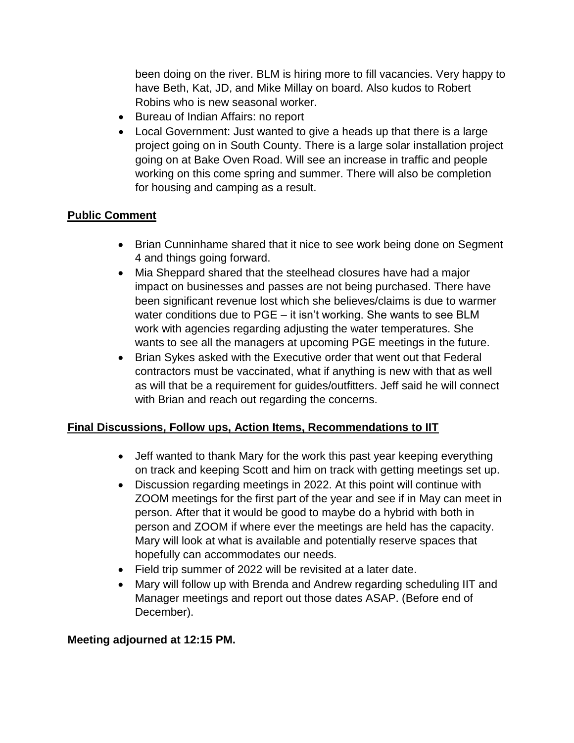been doing on the river. BLM is hiring more to fill vacancies. Very happy to have Beth, Kat, JD, and Mike Millay on board. Also kudos to Robert Robins who is new seasonal worker.

- Bureau of Indian Affairs: no report
- Local Government: Just wanted to give a heads up that there is a large project going on in South County. There is a large solar installation project going on at Bake Oven Road. Will see an increase in traffic and people working on this come spring and summer. There will also be completion for housing and camping as a result.

**Public Comment**

- Brian Cunninhame shared that it nice to see work being done on Segment 4 and things going forward.
- Mia Sheppard shared that the steelhead closures have had a major impact on businesses and passes are not being purchased. There have been significant revenue lost which she believes/claims is due to warmer water conditions due to PGE – it isn't working. She wants to see BLM work with agencies regarding adjusting the water temperatures. She wants to see all the managers at upcoming PGE meetings in the future.
- Brian Sykes asked with the Executive order that went out that Federal contractors must be vaccinated, what if anything is new with that as well as will that be a requirement for guides/outfitters. Jeff said he will connect with Brian and reach out regarding the concerns.

**Final Discussions, Follow ups, Action Items, Recommendations to IIT**

- Jeff wanted to thank Mary for the work this past year keeping everything on track and keeping Scott and him on track with getting meetings set up.
- Discussion regarding meetings in 2022. At this point will continue with ZOOM meetings for the first part of the year and see if in May can meet in person. After that it would be good to maybe do a hybrid with both in person and ZOOM if where ever the meetings are held has the capacity. Mary will look at what is available and potentially reserve spaces that hopefully can accommodates our needs.
- Field trip summer of 2022 will be revisited at a later date.
- Mary will follow up with Brenda and Andrew regarding scheduling IIT and Manager meetings and report out those dates ASAP. (Before end of December).

**Meeting adjourned at 12:15 PM.**